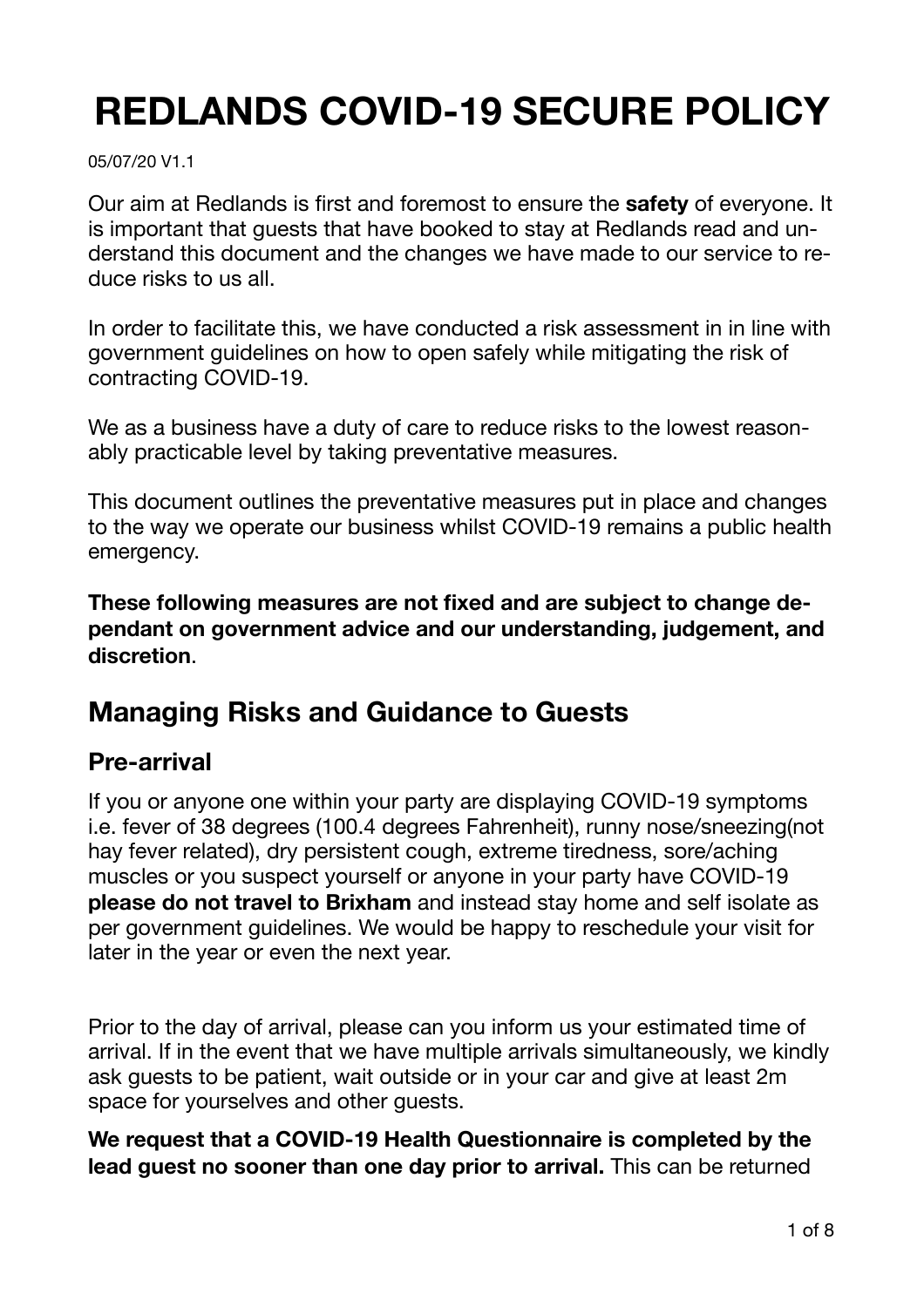# REDLANDS COVID-19 SECURE POLICY

05/07/20 V1.1

Our aim at Redlands is first and foremost to ensure the **safety** of everyone. It is important that guests that have booked to stay at Redlands read and understand this document and the changes we have made to our service to reduce risks to us all.

In order to facilitate this, we have conducted a risk assessment in in line with government guidelines on how to open safely while mitigating the risk of contracting COVID-19.

We as a business have a duty of care to reduce risks to the lowest reasonably practicable level by taking preventative measures.

This document outlines the preventative measures put in place and changes to the way we operate our business whilst COVID-19 remains a public health emergency.

**These following measures are not fixed and are subject to change dependant on government advice and our understanding, judgement, and discretion**.

## Managing Risks and Guidance to Guests

### Pre-arrival

If you or anyone one within your party are displaying COVID-19 symptoms i.e. fever of 38 degrees (100.4 degrees Fahrenheit), runny nose/sneezing(not hay fever related), dry persistent cough, extreme tiredness, sore/aching muscles or you suspect yourself or anyone in your party have COVID-19 **please do not travel to Brixham** and instead stay home and self isolate as per government guidelines. We would be happy to reschedule your visit for later in the year or even the next year.

Prior to the day of arrival, please can you inform us your estimated time of arrival. If in the event that we have multiple arrivals simultaneously, we kindly ask guests to be patient, wait outside or in your car and give at least 2m space for yourselves and other guests.

**We request that a COVID-19 Health Questionnaire is completed by the lead guest no sooner than one day prior to arrival.** This can be returned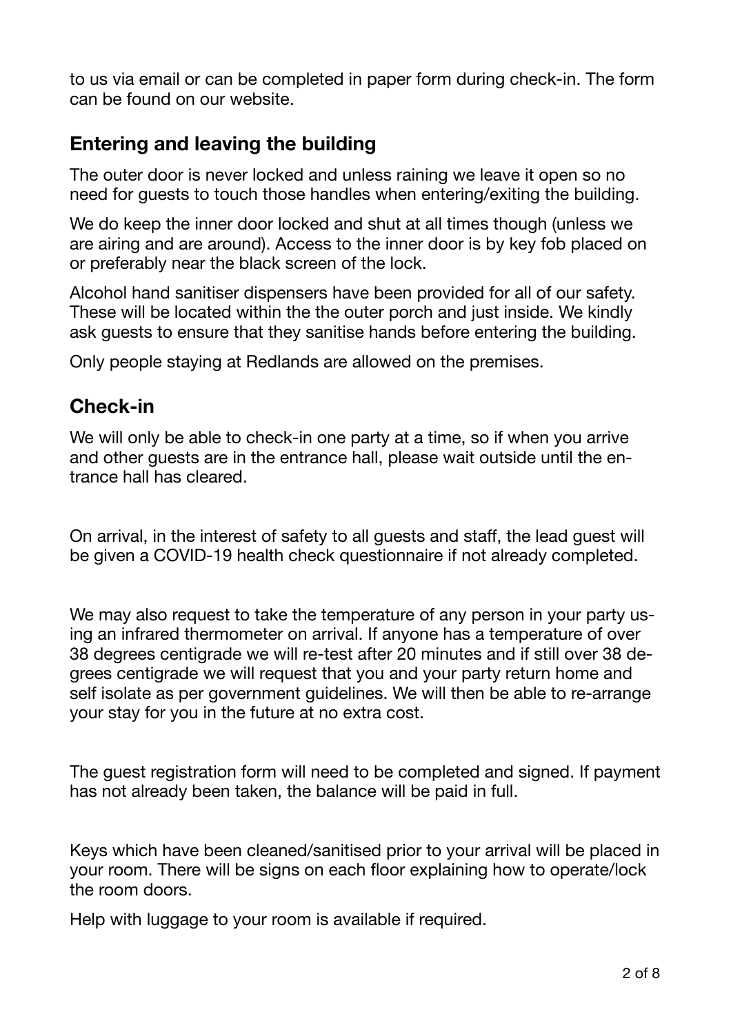to us via email or can be completed in paper form during check-in. The form can be found on our website.

## Entering and leaving the building

The outer door is never locked and unless raining we leave it open so no need for guests to touch those handles when entering/exiting the building.

We do keep the inner door locked and shut at all times though (unless we are airing and are around). Access to the inner door is by key fob placed on or preferably near the black screen of the lock.

Alcohol hand sanitiser dispensers have been provided for all of our safety. These will be located within the the outer porch and just inside. We kindly ask guests to ensure that they sanitise hands before entering the building.

Only people staying at Redlands are allowed on the premises.

## Check-in

We will only be able to check-in one party at a time, so if when you arrive and other guests are in the entrance hall, please wait outside until the entrance hall has cleared.

On arrival, in the interest of safety to all guests and staff, the lead guest will be given a COVID-19 health check questionnaire if not already completed.

We may also request to take the temperature of any person in your party using an infrared thermometer on arrival. If anyone has a temperature of over 38 degrees centigrade we will re-test after 20 minutes and if still over 38 degrees centigrade we will request that you and your party return home and self isolate as per government guidelines. We will then be able to re-arrange your stay for you in the future at no extra cost.

The guest registration form will need to be completed and signed. If payment has not already been taken, the balance will be paid in full.

Keys which have been cleaned/sanitised prior to your arrival will be placed in your room. There will be signs on each floor explaining how to operate/lock the room doors.

Help with luggage to your room is available if required.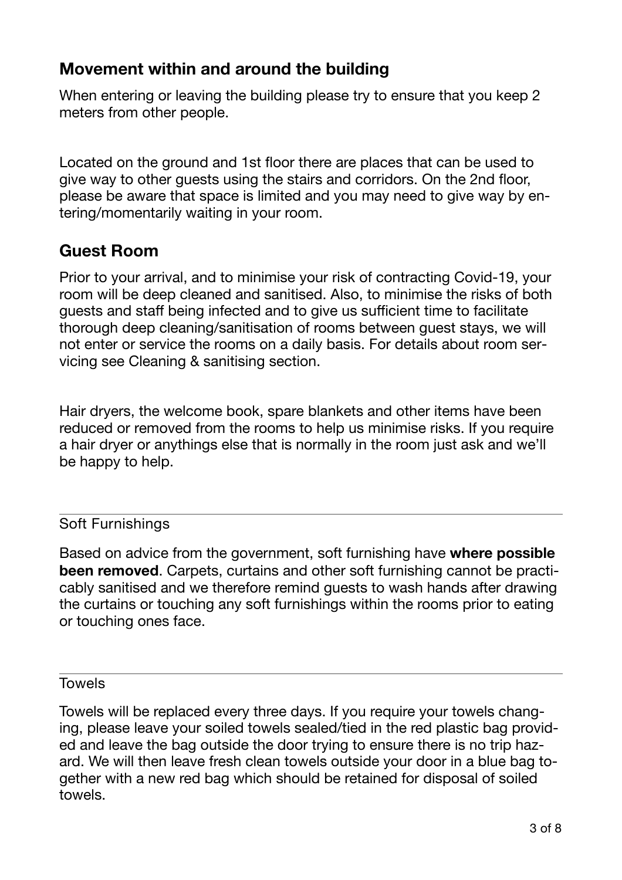## Movement within and around the building

When entering or leaving the building please try to ensure that you keep 2 meters from other people.

Located on the ground and 1st floor there are places that can be used to give way to other guests using the stairs and corridors. On the 2nd floor, please be aware that space is limited and you may need to give way by entering/momentarily waiting in your room.

## Guest Room

Prior to your arrival, and to minimise your risk of contracting Covid-19, your room will be deep cleaned and sanitised. Also, to minimise the risks of both guests and staff being infected and to give us sufficient time to facilitate thorough deep cleaning/sanitisation of rooms between guest stays, we will not enter or service the rooms on a daily basis. For details about room servicing see Cleaning & sanitising section.

Hair dryers, the welcome book, spare blankets and other items have been reduced or removed from the rooms to help us minimise risks. If you require a hair dryer or anythings else that is normally in the room just ask and we'll be happy to help.

---

### Soft Furnishings

Based on advice from the government, soft furnishing have **where possible been removed**. Carpets, curtains and other soft furnishing cannot be practicably sanitised and we therefore remind guests to wash hands after drawing the curtains or touching any soft furnishings within the rooms prior to eating or touching ones face.

---

### Towels

Towels will be replaced every three days. If you require your towels changing, please leave your soiled towels sealed/tied in the red plastic bag provided and leave the bag outside the door trying to ensure there is no trip hazard. We will then leave fresh clean towels outside your door in a blue bag together with a new red bag which should be retained for disposal of soiled towels.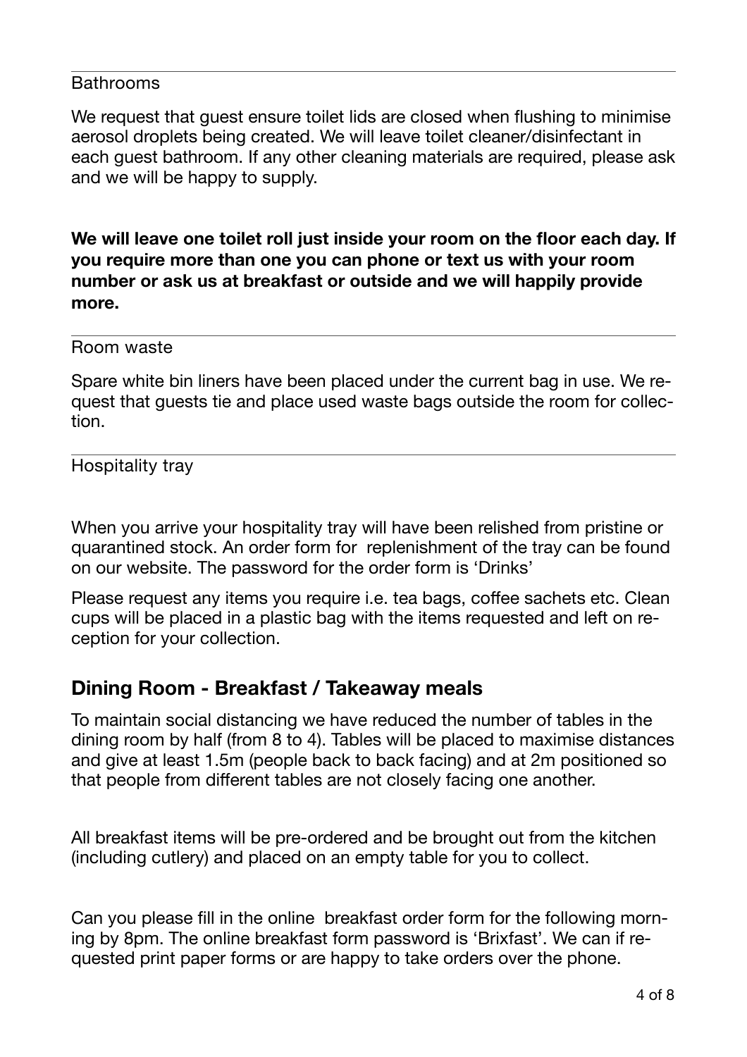Bathrooms

We request that guest ensure toilet lids are closed when flushing to minimise aerosol droplets being created. We will leave toilet cleaner/disinfectant in each guest bathroom. If any other cleaning materials are required, please ask and we will be happy to supply.

**We will leave one toilet roll just inside your room on the floor each day. If you require more than one you can phone or text us with your room number or ask us at breakfast or outside and we will happily provide more.**

---

Room waste

Spare white bin liners have been placed under the current bag in use. We request that guests tie and place used waste bags outside the room for collection.

---

Hospitality tray

When you arrive your hospitality tray will have been relished from pristine or quarantined stock. An order form for replenishment of the tray can be found on our website. The password for the order form is 'Drinks'

Please request any items you require i.e. tea bags, coffee sachets etc. Clean cups will be placed in a plastic bag with the items requested and left on reception for your collection.

## Dining Room - Breakfast / Takeaway meals

To maintain social distancing we have reduced the number of tables in the dining room by half (from 8 to 4). Tables will be placed to maximise distances and give at least 1.5m (people back to back facing) and at 2m positioned so that people from different tables are not closely facing one another.

All breakfast items will be pre-ordered and be brought out from the kitchen (including cutlery) and placed on an empty table for you to collect.

Can you please fill in the online breakfast order form for the following morning by 8pm. The online breakfast form password is 'Brixfast'. We can if requested print paper forms or are happy to take orders over the phone.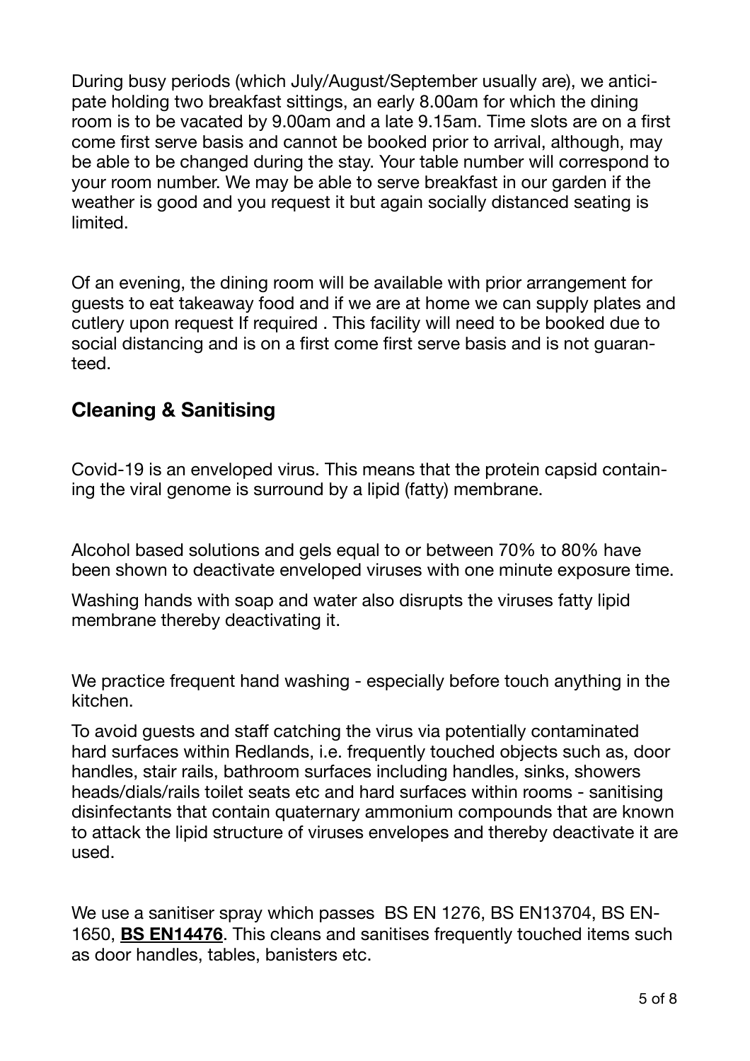During busy periods (which July/August/September usually are), we anticipate holding two breakfast sittings, an early 8.00am for which the dining room is to be vacated by 9.00am and a late 9.15am. Time slots are on a first come first serve basis and cannot be booked prior to arrival, although, may be able to be changed during the stay. Your table number will correspond to your room number. We may be able to serve breakfast in our garden if the weather is good and you request it but again socially distanced seating is limited.

Of an evening, the dining room will be available with prior arrangement for guests to eat takeaway food and if we are at home we can supply plates and cutlery upon request If required . This facility will need to be booked due to social distancing and is on a first come first serve basis and is not guaranteed.

## Cleaning & Sanitising

Covid-19 is an enveloped virus. This means that the protein capsid containing the viral genome is surround by a lipid (fatty) membrane.

Alcohol based solutions and gels equal to or between 70% to 80% have been shown to deactivate enveloped viruses with one minute exposure time.

Washing hands with soap and water also disrupts the viruses fatty lipid membrane thereby deactivating it.

We practice frequent hand washing - especially before touch anything in the kitchen.

To avoid guests and staff catching the virus via potentially contaminated hard surfaces within Redlands, i.e. frequently touched objects such as, door handles, stair rails, bathroom surfaces including handles, sinks, showers heads/dials/rails toilet seats etc and hard surfaces within rooms - sanitising disinfectants that contain quaternary ammonium compounds that are known to attack the lipid structure of viruses envelopes and thereby deactivate it are used.

We use a sanitiser spray which passes BS EN 1276, BS EN13704, BS EN-1650, **BS EN14476**. This cleans and sanitises frequently touched items such as door handles, tables, banisters etc.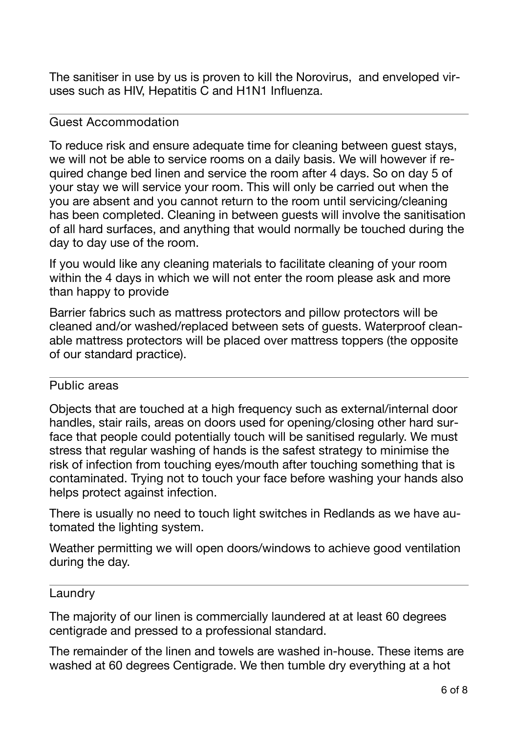The sanitiser in use by us is proven to kill the Norovirus, and enveloped viruses such as HIV, Hepatitis C and H1N1 Influenza.

## Guest Accommodation

To reduce risk and ensure adequate time for cleaning between guest stays, we will not be able to service rooms on a daily basis. We will however if required change bed linen and service the room after 4 days. So on day 5 of your stay we will service your room. This will only be carried out when the you are absent and you cannot return to the room until servicing/cleaning has been completed. Cleaning in between guests will involve the sanitisation of all hard surfaces, and anything that would normally be touched during the day to day use of the room.

If you would like any cleaning materials to facilitate cleaning of your room within the 4 days in which we will not enter the room please ask and more than happy to provide

Barrier fabrics such as mattress protectors and pillow protectors will be cleaned and/or washed/replaced between sets of guests. Waterproof cleanable mattress protectors will be placed over mattress toppers (the opposite of our standard practice).

## Public areas

Objects that are touched at a high frequency such as external/internal door handles, stair rails, areas on doors used for opening/closing other hard surface that people could potentially touch will be sanitised regularly. We must stress that regular washing of hands is the safest strategy to minimise the risk of infection from touching eyes/mouth after touching something that is contaminated. Trying not to touch your face before washing your hands also helps protect against infection.

There is usually no need to touch light switches in Redlands as we have automated the lighting system.

Weather permitting we will open doors/windows to achieve good ventilation during the day.

## Laundry

The majority of our linen is commercially laundered at at least 60 degrees centigrade and pressed to a professional standard.

The remainder of the linen and towels are washed in-house. These items are washed at 60 degrees Centigrade. We then tumble dry everything at a hot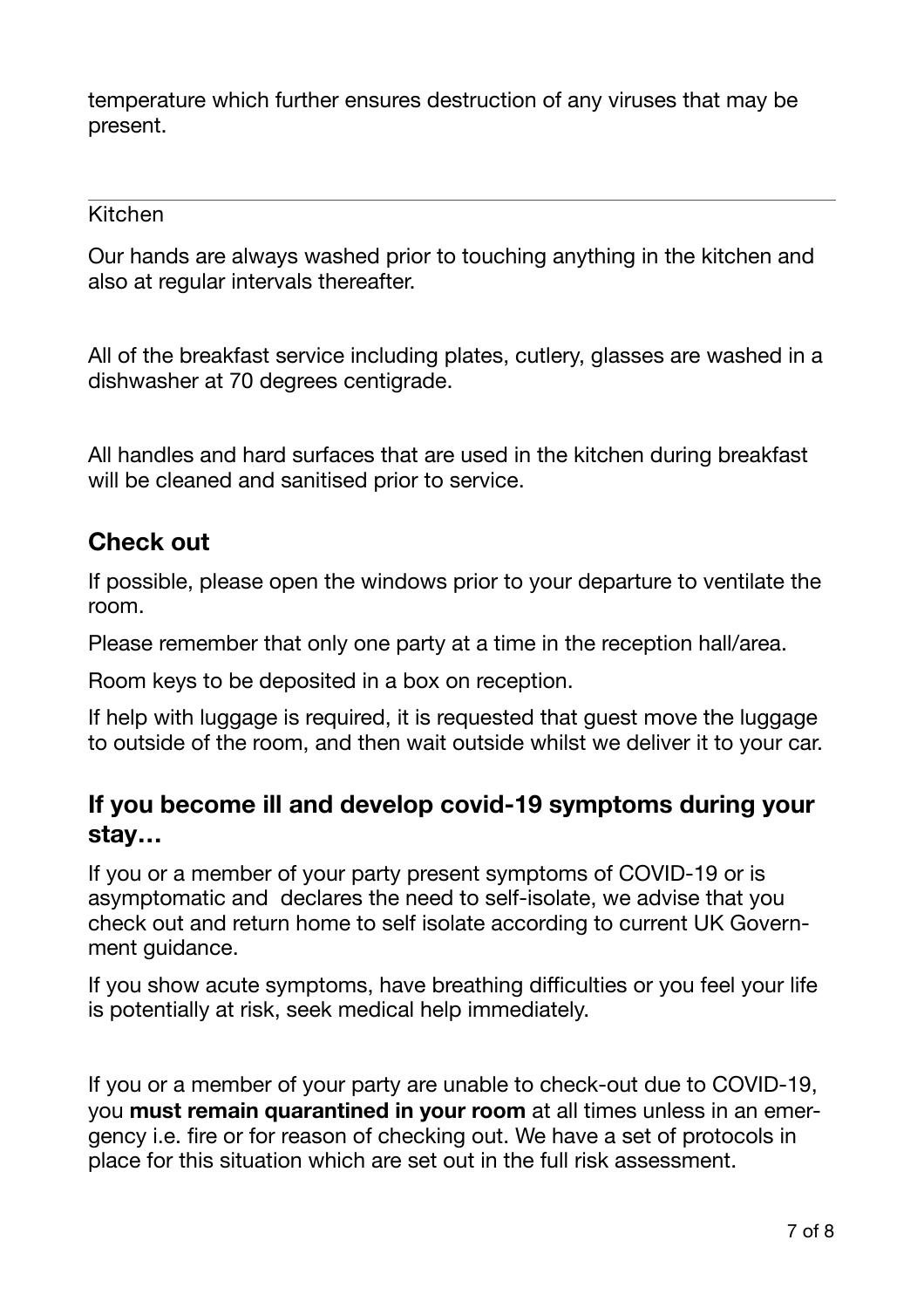temperature which further ensures destruction of any viruses that may be present.

---

Kitchen

Our hands are always washed prior to touching anything in the kitchen and also at regular intervals thereafter.

All of the breakfast service including plates, cutlery, glasses are washed in a dishwasher at 70 degrees centigrade.

All handles and hard surfaces that are used in the kitchen during breakfast will be cleaned and sanitised prior to service.

## Check out

If possible, please open the windows prior to your departure to ventilate the room.

Please remember that only one party at a time in the reception hall/area.

Room keys to be deposited in a box on reception.

If help with luggage is required, it is requested that guest move the luggage to outside of the room, and then wait outside whilst we deliver it to your car.

## If you become ill and develop covid-19 symptoms during your stay…

If you or a member of your party present symptoms of COVID-19 or is asymptomatic and declares the need to self-isolate, we advise that you check out and return home to self isolate according to current UK Government guidance.

If you show acute symptoms, have breathing difficulties or you feel your life is potentially at risk, seek medical help immediately.

If you or a member of your party are unable to check-out due to COVID-19, you **must remain quarantined in your room** at all times unless in an emergency i.e. fire or for reason of checking out. We have a set of protocols in place for this situation which are set out in the full risk assessment.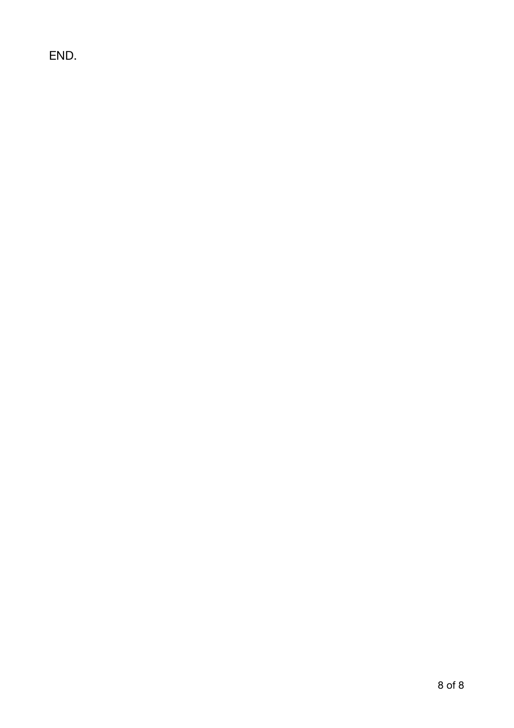END.